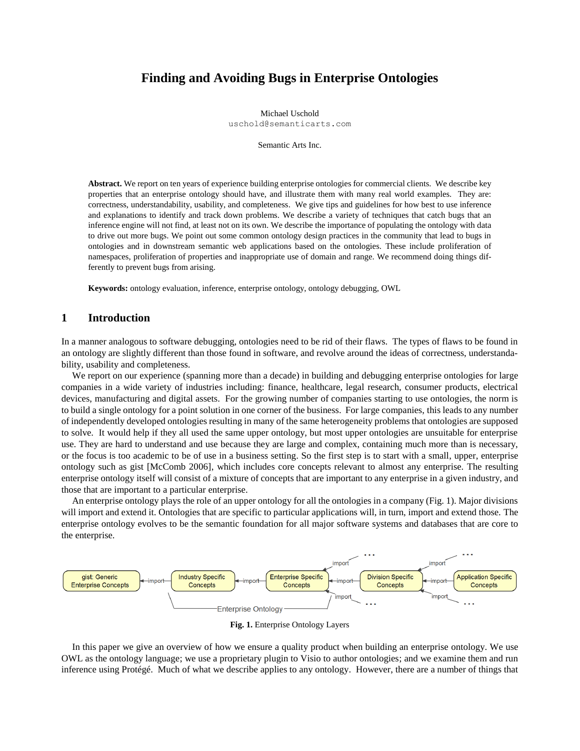# Finding and Avoiding Bugs in Enterprise Ontologies

Michael Uschold
uschold@semanticarts.com

Semantic Arts Inc.

**Abstract.** We report on ten years of experience building enterprise ontologies for commercial clients. We describe key properties that an enterprise ontology should have, and illustrate them with many real world examples. They are: correctness, understandability, usability, and completeness. We give tips and guidelines for how best to use inference and explanations to identify and track down problems. We describe a variety of techniques that catch bugs that an inference engine will not find, at least not on its own. We describe the importance of populating the ontology with data to drive out more bugs. We point out some common ontology design practices in the community that lead to bugs in ontologies and in downstream semantic web applications based on the ontologies. These include proliferation of namespaces, proliferation of properties and inappropriate use of domain and range. We recommend doing things differently to prevent bugs from arising.

**Keywords:** ontology evaluation, inference, enterprise ontology, ontology debugging, OWL

## 1 Introduction

In a manner analogous to software debugging, ontologies need to be rid of their flaws. The types of flaws to be found in an ontology are slightly different than those found in software, and revolve around the ideas of correctness, understandability, usability and completeness.

We report on our experience (spanning more than a decade) in building and debugging enterprise ontologies for large companies in a wide variety of industries including: finance, healthcare, legal research, consumer products, electrical devices, manufacturing and digital assets. For the growing number of companies starting to use ontologies, the norm is to build a single ontology for a point solution in one corner of the business. For large companies, this leads to any number of independently developed ontologies resulting in many of the same heterogeneity problems that ontologies are supposed to solve. It would help if they all used the same upper ontology, but most upper ontologies are unsuitable for enterprise use. They are hard to understand and use because they are large and complex, containing much more than is necessary, or the focus is too academic to be of use in a business setting. So the first step is to start with a small, upper, enterprise ontology such as gist [McComb 2006], which includes core concepts relevant to almost any enterprise. The resulting enterprise ontology itself will consist of a mixture of concepts that are important to any enterprise in a given industry, and those that are important to a particular enterprise.

An enterprise ontology plays the role of an upper ontology for all the ontologies in a company (Fig. 1). Major divisions will import and extend it. Ontologies that are specific to particular applications will, in turn, import and extend those. The enterprise ontology evolves to be the semantic foundation for all major software systems and databases that are core to the enterprise.

**Fig. 1.** Enterprise Ontology Layers

In this paper we give an overview of how we ensure a quality product when building an enterprise ontology. We use OWL as the ontology language; we use a proprietary plugin to Visio to author ontologies; and we examine them and run inference using Protégé. Much of what we describe applies to any ontology. However, there are a number of things that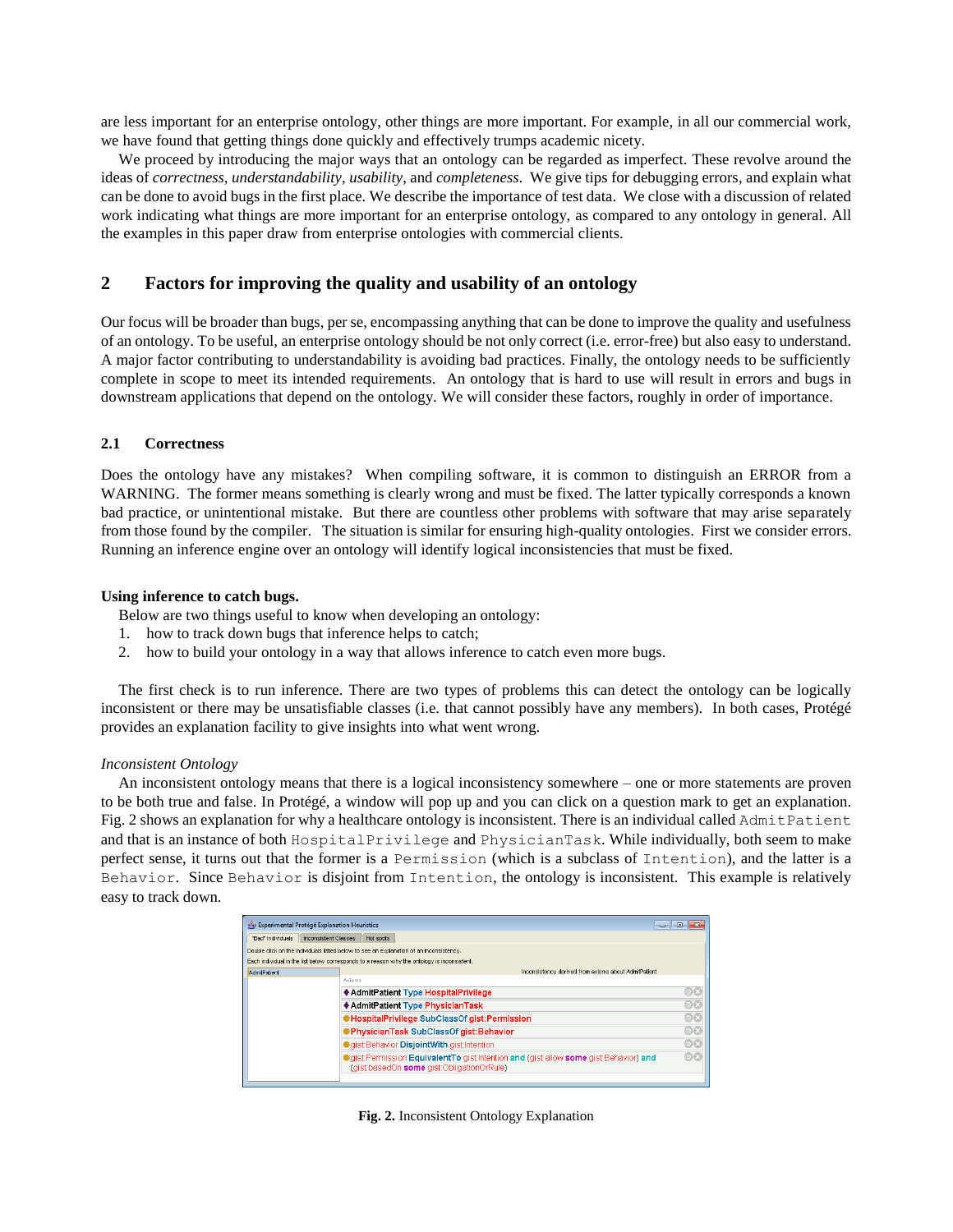are less important for an enterprise ontology, other things are more important. For example, in all our commercial work, we have found that getting things done quickly and effectively trumps academic nicety.

We proceed by introducing the major ways that an ontology can be regarded as imperfect. These revolve around the ideas of *correctness*, *understandability*, *usability*, and *completeness*. We give tips for debugging errors, and explain what can be done to avoid bugs in the first place. We describe the importance of test data. We close with a discussion of related work indicating what things are more important for an enterprise ontology, as compared to any ontology in general. All the examples in this paper draw from enterprise ontologies with commercial clients.

## 2 Factors for improving the quality and usability of an ontology

Our focus will be broader than bugs, per se, encompassing anything that can be done to improve the quality and usefulness of an ontology. To be useful, an enterprise ontology should be not only correct (i.e. error-free) but also easy to understand. A major factor contributing to understandability is avoiding bad practices. Finally, the ontology needs to be sufficiently complete in scope to meet its intended requirements. An ontology that is hard to use will result in errors and bugs in downstream applications that depend on the ontology. We will consider these factors, roughly in order of importance.

### 2.1 Correctness

Does the ontology have any mistakes? When compiling software, it is common to distinguish an ERROR from a WARNING. The former means something is clearly wrong and must be fixed. The latter typically corresponds a known bad practice, or unintentional mistake. But there are countless other problems with software that may arise separately from those found by the compiler. The situation is similar for ensuring high-quality ontologies. First we consider errors. Running an inference engine over an ontology will identify logical inconsistencies that must be fixed.

**Using inference to catch bugs.**

Below are two things useful to know when developing an ontology:

1. how to track down bugs that inference helps to catch;
2. how to build your ontology in a way that allows inference to catch even more bugs.

The first check is to run inference. There are two types of problems this can detect the ontology can be logically inconsistent or there may be unsatisfiable classes (i.e. that cannot possibly have any members). In both cases, Protégé provides an explanation facility to give insights into what went wrong.

*Inconsistent Ontology*

An inconsistent ontology means that there is a logical inconsistency somewhere – one or more statements are proven to be both true and false. In Protégé, a window will pop up and you can click on a question mark to get an explanation. Fig. 2 shows an explanation for why a healthcare ontology is inconsistent. There is an individual called `AdmitPatient` and that is an instance of both `HospitalPrivilege` and `PhysicianTask`. While individually, both seem to make perfect sense, it turns out that the former is a `Permission` (which is a subclass of `Intention`), and the latter is a `Behavior`. Since `Behavior` is disjoint from `Intention`, the ontology is inconsistent. This example is relatively easy to track down.

**Fig. 2.** Inconsistent Ontology Explanation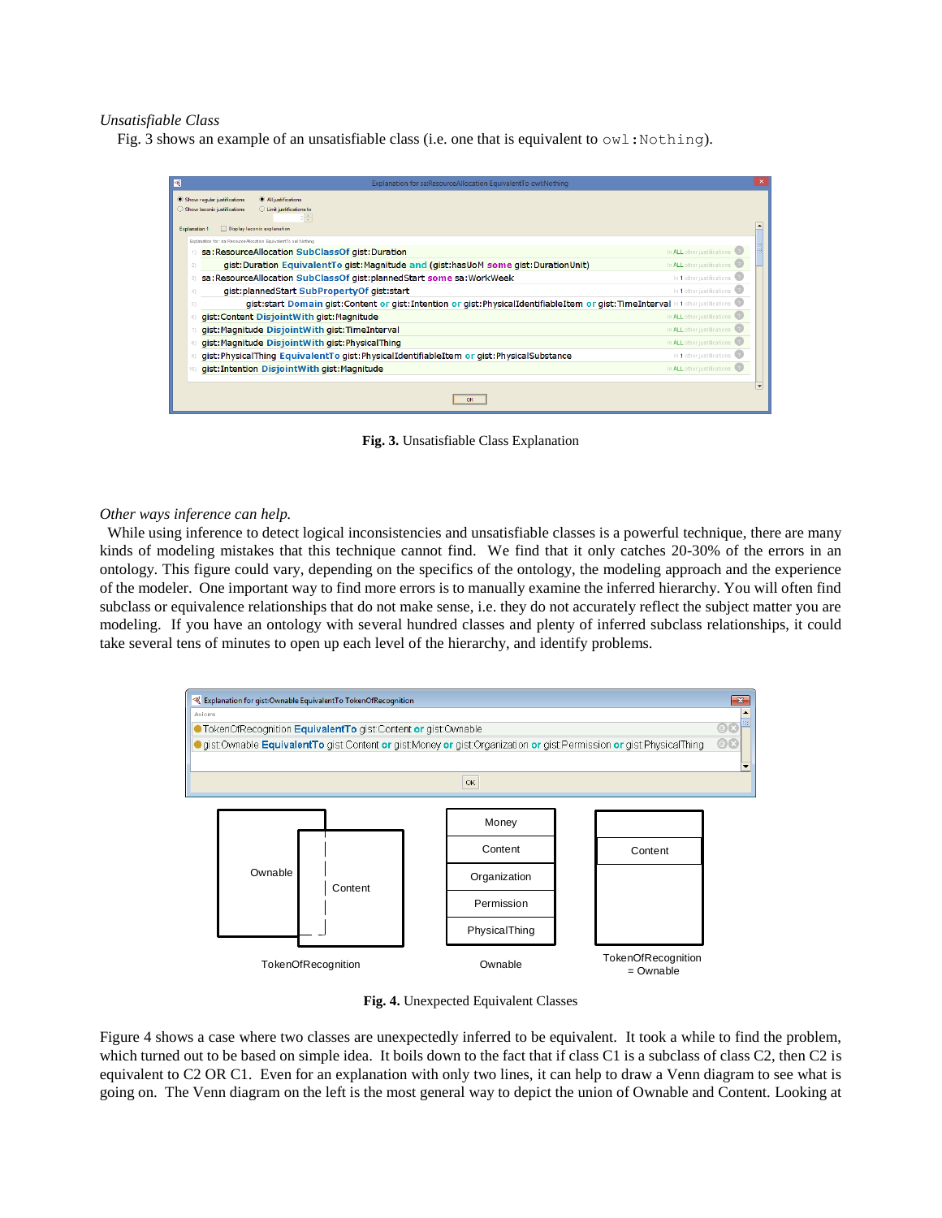*Unsatisfiable Class*

Fig. 3 shows an example of an unsatisfiable class (i.e. one that is equivalent to `owl:Nothing`).

**Fig. 3.** Unsatisfiable Class Explanation

*Other ways inference can help.*

While using inference to detect logical inconsistencies and unsatisfiable classes is a powerful technique, there are many kinds of modeling mistakes that this technique cannot find. We find that it only catches 20-30% of the errors in an ontology. This figure could vary, depending on the specifics of the ontology, the modeling approach and the experience of the modeler. One important way to find more errors is to manually examine the inferred hierarchy. You will often find subclass or equivalence relationships that do not make sense, i.e. they do not accurately reflect the subject matter you are modeling. If you have an ontology with several hundred classes and plenty of inferred subclass relationships, it could take several tens of minutes to open up each level of the hierarchy, and identify problems.

**Fig. 4.** Unexpected Equivalent Classes

Figure 4 shows a case where two classes are unexpectedly inferred to be equivalent. It took a while to find the problem, which turned out to be based on simple idea. It boils down to the fact that if class C1 is a subclass of class C2, then C2 is equivalent to C2 OR C1. Even for an explanation with only two lines, it can help to draw a Venn diagram to see what is going on. The Venn diagram on the left is the most general way to depict the union of Ownable and Content. Looking at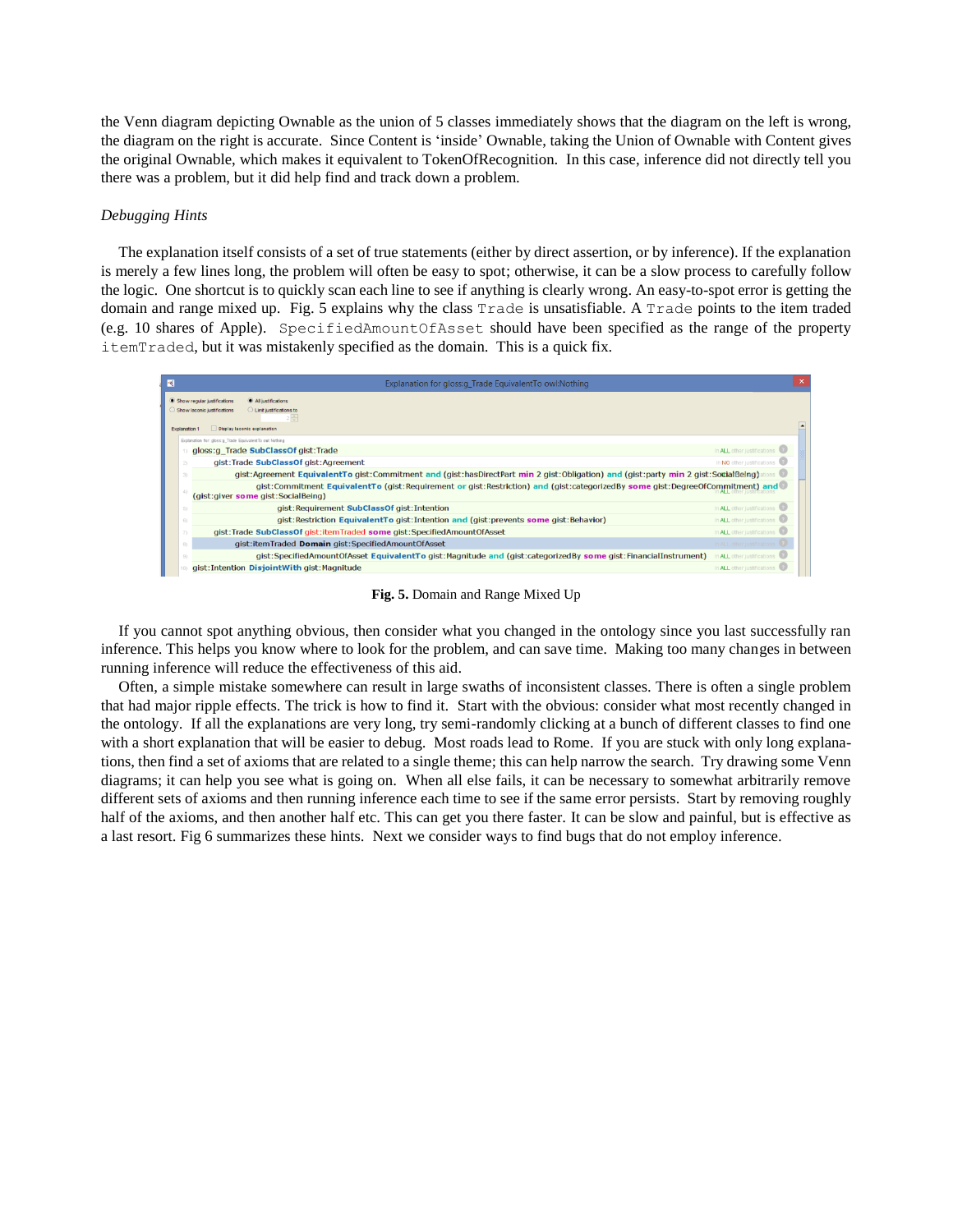the Venn diagram depicting Ownable as the union of 5 classes immediately shows that the diagram on the left is wrong, the diagram on the right is accurate. Since Content is 'inside' Ownable, taking the Union of Ownable with Content gives the original Ownable, which makes it equivalent to TokenOfRecognition. In this case, inference did not directly tell you there was a problem, but it did help find and track down a problem.

*Debugging Hints*

The explanation itself consists of a set of true statements (either by direct assertion, or by inference). If the explanation is merely a few lines long, the problem will often be easy to spot; otherwise, it can be a slow process to carefully follow the logic. One shortcut is to quickly scan each line to see if anything is clearly wrong. An easy-to-spot error is getting the domain and range mixed up. Fig. 5 explains why the class `Trade` is unsatisfiable. A `Trade` points to the item traded (e.g. 10 shares of Apple). `SpecifiedAmountOfAsset` should have been specified as the range of the property `itemTraded`, but it was mistakenly specified as the domain. This is a quick fix.

**Fig. 5.** Domain and Range Mixed Up

If you cannot spot anything obvious, then consider what you changed in the ontology since you last successfully ran inference. This helps you know where to look for the problem, and can save time. Making too many changes in between running inference will reduce the effectiveness of this aid.

Often, a simple mistake somewhere can result in large swaths of inconsistent classes. There is often a single problem that had major ripple effects. The trick is how to find it. Start with the obvious: consider what most recently changed in the ontology. If all the explanations are very long, try semi-randomly clicking at a bunch of different classes to find one with a short explanation that will be easier to debug. Most roads lead to Rome. If you are stuck with only long explanations, then find a set of axioms that are related to a single theme; this can help narrow the search. Try drawing some Venn diagrams; it can help you see what is going on. When all else fails, it can be necessary to somewhat arbitrarily remove different sets of axioms and then running inference each time to see if the same error persists. Start by removing roughly half of the axioms, and then another half etc. This can get you there faster. It can be slow and painful, but is effective as a last resort. Fig 6 summarizes these hints. Next we consider ways to find bugs that do not employ inference.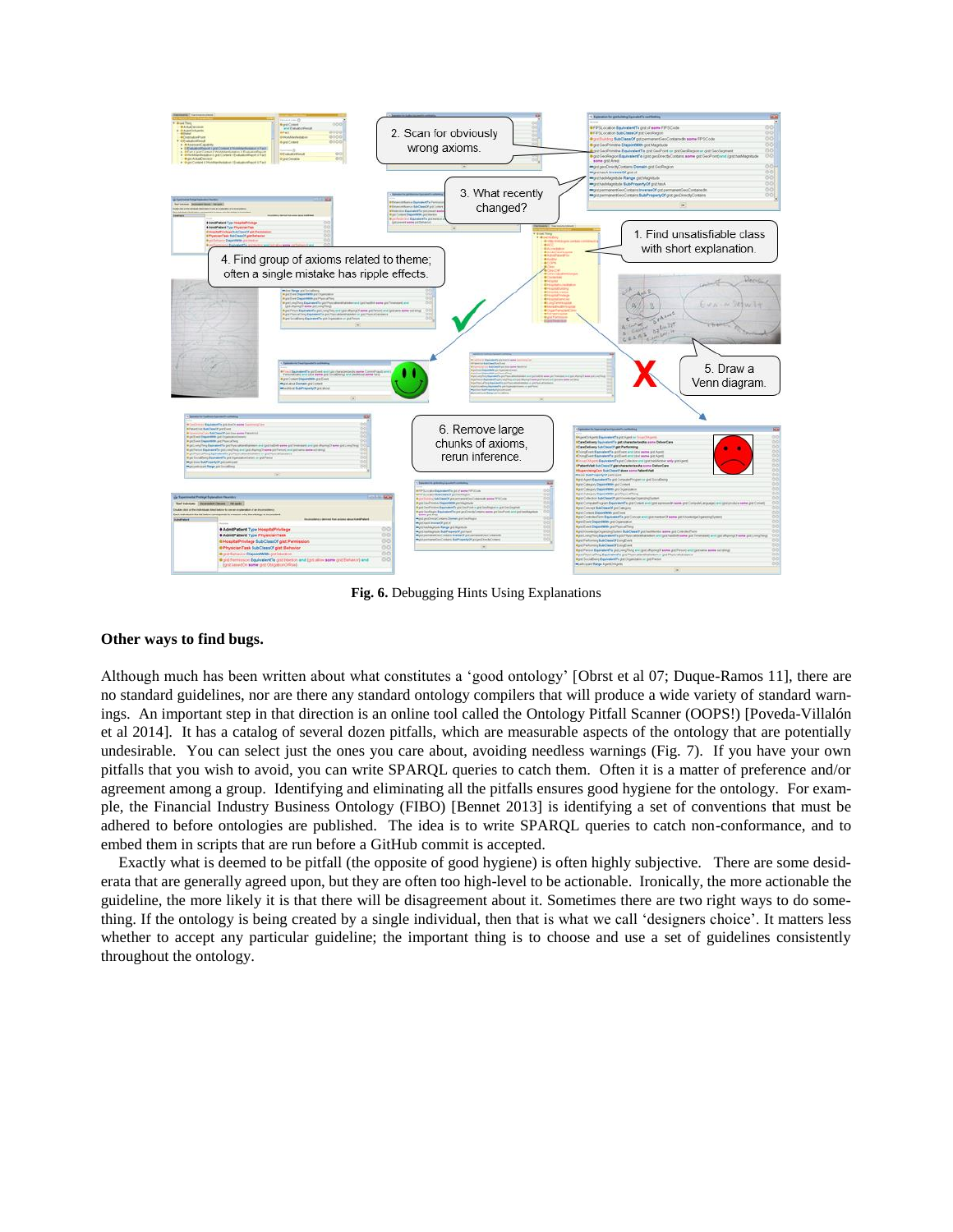Fig. 6. Debugging Hints Using Explanations

**Other ways to find bugs.**

Although much has been written about what constitutes a 'good ontology' [Obrst et al 07; Duque-Ramos 11], there are no standard guidelines, nor are there any standard ontology compilers that will produce a wide variety of standard warnings. An important step in that direction is an online tool called the Ontology Pitfall Scanner (OOPS!) [Poveda-Villalón et al 2014]. It has a catalog of several dozen pitfalls, which are measurable aspects of the ontology that are potentially undesirable. You can select just the ones you care about, avoiding needless warnings (Fig. 7). If you have your own pitfalls that you wish to avoid, you can write SPARQL queries to catch them. Often it is a matter of preference and/or agreement among a group. Identifying and eliminating all the pitfalls ensures good hygiene for the ontology. For example, the Financial Industry Business Ontology (FIBO) [Bennet 2013] is identifying a set of conventions that must be adhered to before ontologies are published. The idea is to write SPARQL queries to catch non-conformance, and to embed them in scripts that are run before a GitHub commit is accepted.

Exactly what is deemed to be pitfall (the opposite of good hygiene) is often highly subjective. There are some desiderata that are generally agreed upon, but they are often too high-level to be actionable. Ironically, the more actionable the guideline, the more likely it is that there will be disagreement about it. Sometimes there are two right ways to do something. If the ontology is being created by a single individual, then that is what we call 'designers choice'. It matters less whether to accept any particular guideline; the important thing is to choose and use a set of guidelines consistently throughout the ontology.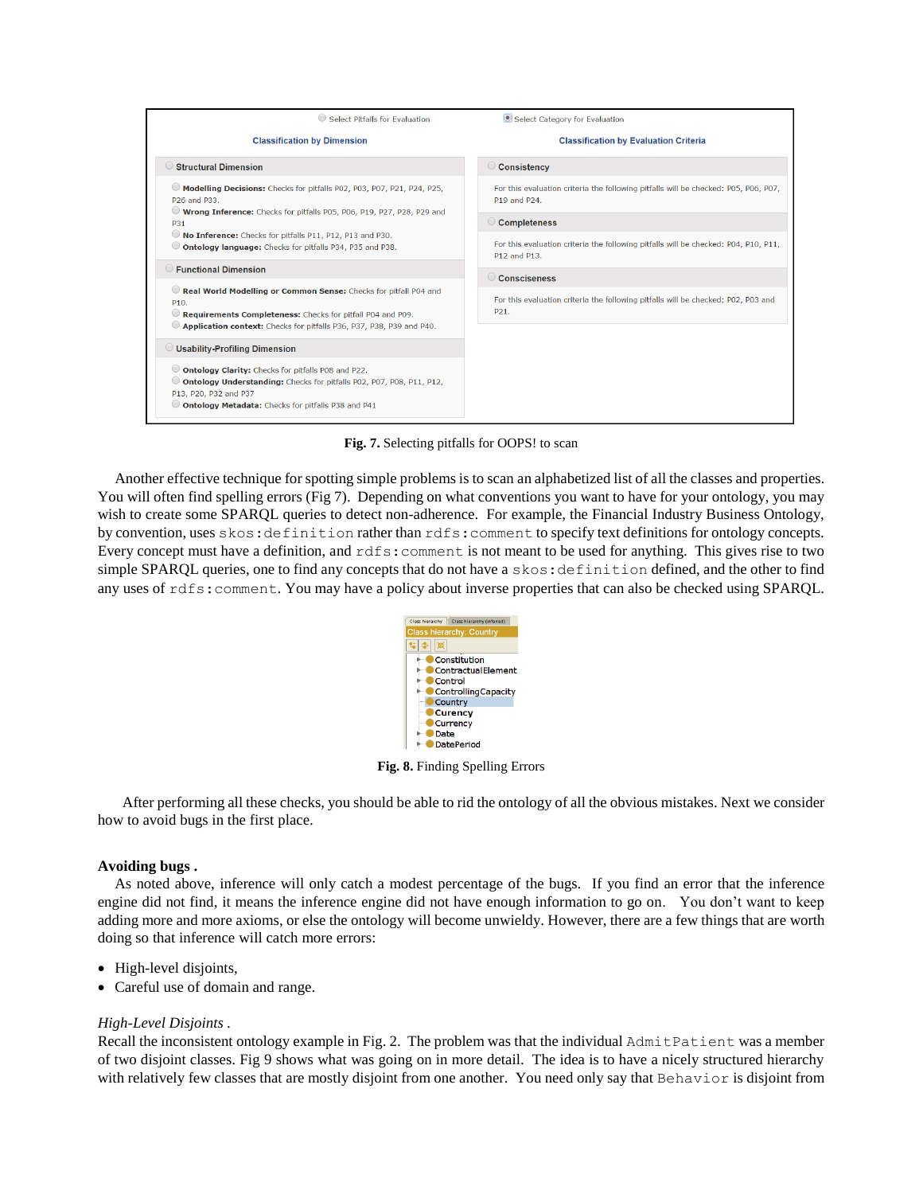| Select Pitfalls for Evaluation | Select Category for Evaluation |
|---|---|
| **Classification by Dimension** | **Classification by Evaluation Criteria** |
| **Structural Dimension** | **Consistency** |
| **Modelling Decisions:** Checks for pitfalls P02, P03, P07, P21, P24, P25, P26 and P33. **Wrong Inference:** Checks for pitfalls P05, P06, P19, P27, P28, P29 and P31 **No Inference:** Checks for pitfalls P11, P12, P13 and P30. **Ontology language:** Checks for pitfalls P34, P35 and P38. | For this evaluation criteria the following pitfalls will be checked: P05, P06, P07, P19 and P24. |
| **Functional Dimension** | **Completeness** |
| **Real World Modelling or Common Sense:** Checks for pitfall P04 and P10. **Requirements Completeness:** Checks for pitfall P04 and P09. **Application context:** Checks for pitfalls P36, P37, P38, P39 and P40. | For this evaluation criteria the following pitfalls will be checked: P04, P10, P11, P12 and P13. |
| **Usability-Profiling Dimension** | **Consciseness** |
| **Ontology Clarity:** Checks for pitfalls P08 and P22. **Ontology Understanding:** Checks for pitfalls P02, P07, P08, P11, P12, P13, P20, P32 and P37 **Ontology Metadata:** Checks for pitfalls P38 and P41 | For this evaluation criteria the following pitfalls will be checked: P02, P03 and P21. |

**Fig. 7.** Selecting pitfalls for OOPS! to scan

Another effective technique for spotting simple problems is to scan an alphabetized list of all the classes and properties. You will often find spelling errors (Fig 7). Depending on what conventions you want to have for your ontology, you may wish to create some SPARQL queries to detect non-adherence. For example, the Financial Industry Business Ontology, by convention, uses `skos:definition` rather than `rdfs:comment` to specify text definitions for ontology concepts. Every concept must have a definition, and `rdfs:comment` is not meant to be used for anything. This gives rise to two simple SPARQL queries, one to find any concepts that do not have a `skos:definition` defined, and the other to find any uses of `rdfs:comment`. You may have a policy about inverse properties that can also be checked using SPARQL.

Class hierarchy: Country

- Constitution
- ContractualElement
- Control
- ControllingCapacity
- Country
- Curency
- Currency
- Date
- DatePeriod

**Fig. 8.** Finding Spelling Errors

After performing all these checks, you should be able to rid the ontology of all the obvious mistakes. Next we consider how to avoid bugs in the first place.

**Avoiding bugs .**

As noted above, inference will only catch a modest percentage of the bugs. If you find an error that the inference engine did not find, it means the inference engine did not have enough information to go on. You don't want to keep adding more and more axioms, or else the ontology will become unwieldy. However, there are a few things that are worth doing so that inference will catch more errors:

- High-level disjoints,
- Careful use of domain and range.

*High-Level Disjoints .*

Recall the inconsistent ontology example in Fig. 2. The problem was that the individual `AdmitPatient` was a member of two disjoint classes. Fig 9 shows what was going on in more detail. The idea is to have a nicely structured hierarchy with relatively few classes that are mostly disjoint from one another. You need only say that `Behavior` is disjoint from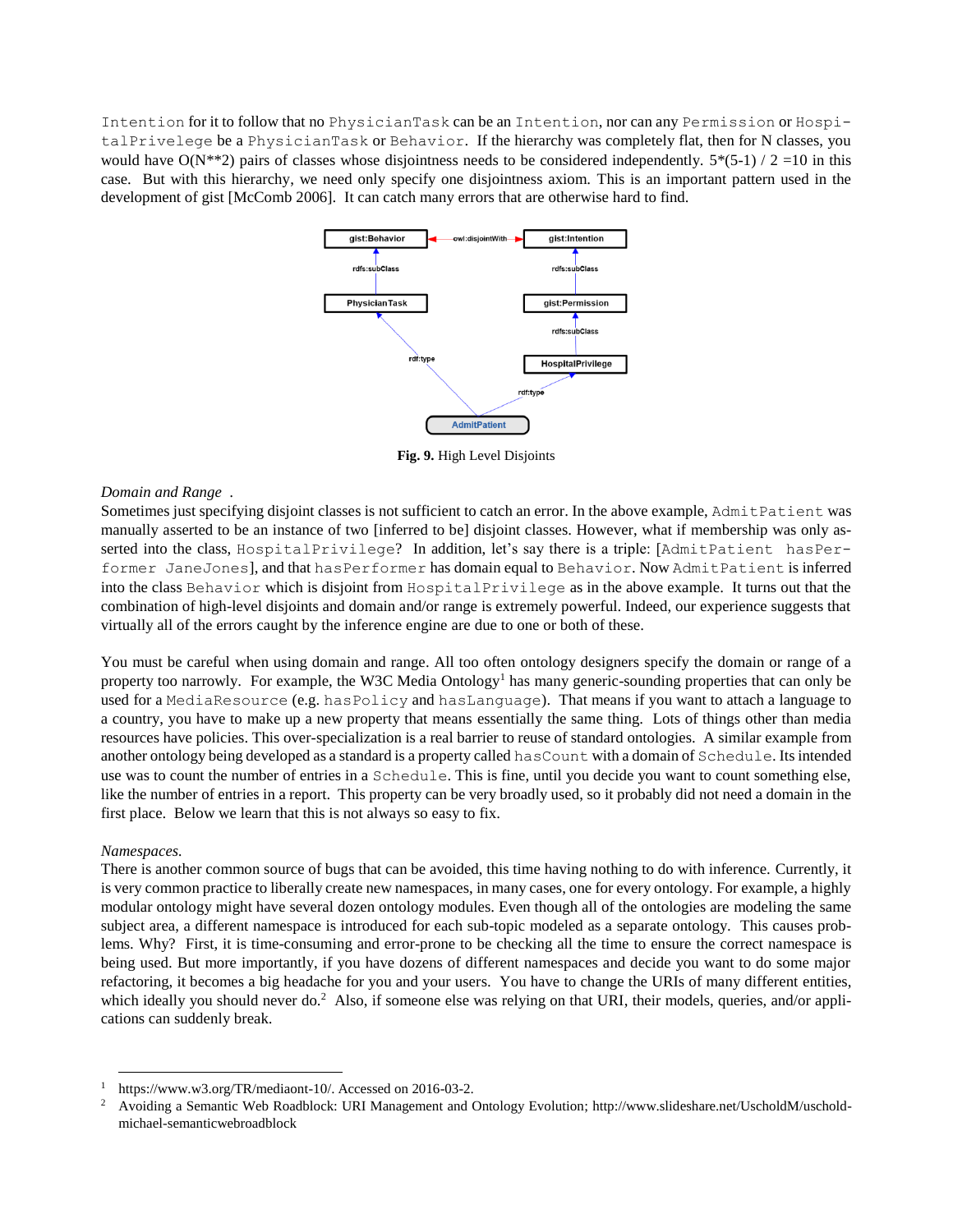Intention for it to follow that no PhysicianTask can be an Intention, nor can any Permission or HospitalPrivelege be a PhysicianTask or Behavior. If the hierarchy was completely flat, then for N classes, you would have O(N**2) pairs of classes whose disjointness needs to be considered independently. 5*(5-1) / 2 =10 in this case. But with this hierarchy, we need only specify one disjointness axiom. This is an important pattern used in the development of gist [McComb 2006]. It can catch many errors that are otherwise hard to find.

**Fig. 9.** High Level Disjoints

*Domain and Range* .

Sometimes just specifying disjoint classes is not sufficient to catch an error. In the above example, AdmitPatient was manually asserted to be an instance of two [inferred to be] disjoint classes. However, what if membership was only asserted into the class, HospitalPrivilege? In addition, let's say there is a triple: [AdmitPatient hasPerformer JaneJones], and that hasPerformer has domain equal to Behavior. Now AdmitPatient is inferred into the class Behavior which is disjoint from HospitalPrivilege as in the above example. It turns out that the combination of high-level disjoints and domain and/or range is extremely powerful. Indeed, our experience suggests that virtually all of the errors caught by the inference engine are due to one or both of these.

You must be careful when using domain and range. All too often ontology designers specify the domain or range of a property too narrowly. For example, the W3C Media Ontology[1] has many generic-sounding properties that can only be used for a MediaResource (e.g. hasPolicy and hasLanguage). That means if you want to attach a language to a country, you have to make up a new property that means essentially the same thing. Lots of things other than media resources have policies. This over-specialization is a real barrier to reuse of standard ontologies. A similar example from another ontology being developed as a standard is a property called hasCount with a domain of Schedule. Its intended use was to count the number of entries in a Schedule. This is fine, until you decide you want to count something else, like the number of entries in a report. This property can be very broadly used, so it probably did not need a domain in the first place. Below we learn that this is not always so easy to fix.

*Namespaces.*

There is another common source of bugs that can be avoided, this time having nothing to do with inference. Currently, it is very common practice to liberally create new namespaces, in many cases, one for every ontology. For example, a highly modular ontology might have several dozen ontology modules. Even though all of the ontologies are modeling the same subject area, a different namespace is introduced for each sub-topic modeled as a separate ontology. This causes problems. Why? First, it is time-consuming and error-prone to be checking all the time to ensure the correct namespace is being used. But more importantly, if you have dozens of different namespaces and decide you want to do some major refactoring, it becomes a big headache for you and your users. You have to change the URIs of many different entities, which ideally you should never do.[2] Also, if someone else was relying on that URI, their models, queries, and/or applications can suddenly break.

---

[1] https://www.w3.org/TR/mediaont-10/. Accessed on 2016-03-2.

[2] Avoiding a Semantic Web Roadblock: URI Management and Ontology Evolution; http://www.slideshare.net/UscholdM/uschold-michael-semanticwebroadblock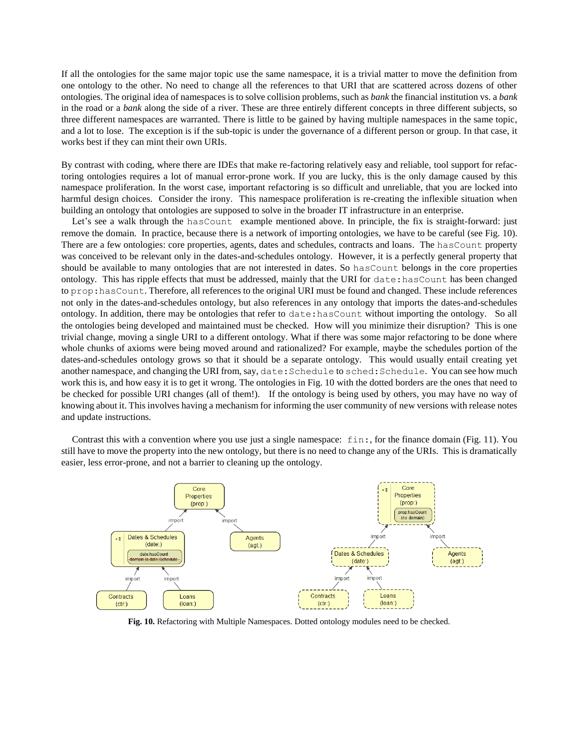If all the ontologies for the same major topic use the same namespace, it is a trivial matter to move the definition from one ontology to the other. No need to change all the references to that URI that are scattered across dozens of other ontologies. The original idea of namespaces is to solve collision problems, such as *bank* the financial institution vs. a *bank* in the road or a *bank* along the side of a river. These are three entirely different concepts in three different subjects, so three different namespaces are warranted. There is little to be gained by having multiple namespaces in the same topic, and a lot to lose. The exception is if the sub-topic is under the governance of a different person or group. In that case, it works best if they can mint their own URIs.

By contrast with coding, where there are IDEs that make re-factoring relatively easy and reliable, tool support for refactoring ontologies requires a lot of manual error-prone work. If you are lucky, this is the only damage caused by this namespace proliferation. In the worst case, important refactoring is so difficult and unreliable, that you are locked into harmful design choices. Consider the irony. This namespace proliferation is re-creating the inflexible situation when building an ontology that ontologies are supposed to solve in the broader IT infrastructure in an enterprise.

Let's see a walk through the `hasCount` example mentioned above. In principle, the fix is straight-forward: just remove the domain. In practice, because there is a network of importing ontologies, we have to be careful (see Fig. 10). There are a few ontologies: core properties, agents, dates and schedules, contracts and loans. The `hasCount` property was conceived to be relevant only in the dates-and-schedules ontology. However, it is a perfectly general property that should be available to many ontologies that are not interested in dates. So `hasCount` belongs in the core properties ontology. This has ripple effects that must be addressed, mainly that the URI for `date:hasCount` has been changed to `prop:hasCount`. Therefore, all references to the original URI must be found and changed. These include references not only in the dates-and-schedules ontology, but also references in any ontology that imports the dates-and-schedules ontology. In addition, there may be ontologies that refer to `date:hasCount` without importing the ontology. So all the ontologies being developed and maintained must be checked. How will you minimize their disruption? This is one trivial change, moving a single URI to a different ontology. What if there was some major refactoring to be done where whole chunks of axioms were being moved around and rationalized? For example, maybe the schedules portion of the dates-and-schedules ontology grows so that it should be a separate ontology. This would usually entail creating yet another namespace, and changing the URI from, say, `date:Schedule` to `sched:Schedule`. You can see how much work this is, and how easy it is to get it wrong. The ontologies in Fig. 10 with the dotted borders are the ones that need to be checked for possible URI changes (all of them!). If the ontology is being used by others, you may have no way of knowing about it. This involves having a mechanism for informing the user community of new versions with release notes and update instructions.

Contrast this with a convention where you use just a single namespace: `fin:`, for the finance domain (Fig. 11). You still have to move the property into the new ontology, but there is no need to change any of the URIs. This is dramatically easier, less error-prone, and not a barrier to cleaning up the ontology.

**Fig. 10.** Refactoring with Multiple Namespaces. Dotted ontology modules need to be checked.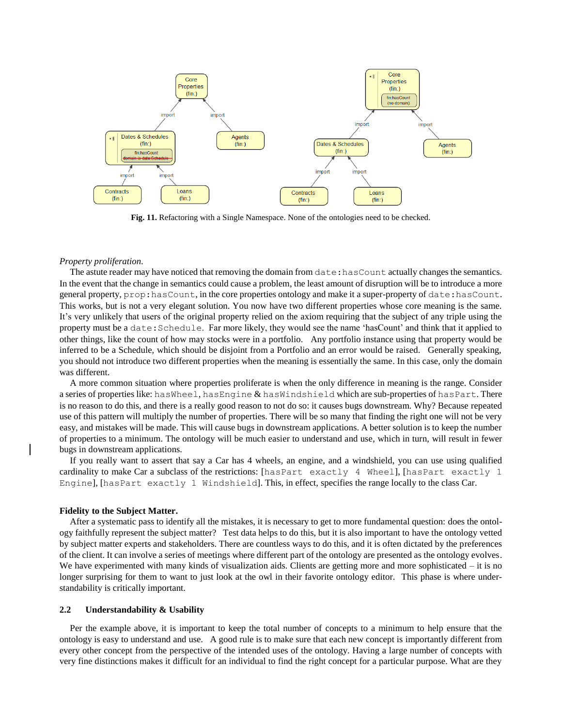**Fig. 11.** Refactoring with a Single Namespace. None of the ontologies need to be checked.

*Property proliferation.*

The astute reader may have noticed that removing the domain from `date:hasCount` actually changes the semantics. In the event that the change in semantics could cause a problem, the least amount of disruption will be to introduce a more general property, `prop:hasCount`, in the core properties ontology and make it a super-property of `date:hasCount`. This works, but is not a very elegant solution. You now have two different properties whose core meaning is the same. It's very unlikely that users of the original property relied on the axiom requiring that the subject of any triple using the property must be a `date:Schedule`. Far more likely, they would see the name 'hasCount' and think that it applied to other things, like the count of how may stocks were in a portfolio. Any portfolio instance using that property would be inferred to be a Schedule, which should be disjoint from a Portfolio and an error would be raised. Generally speaking, you should not introduce two different properties when the meaning is essentially the same. In this case, only the domain was different.

A more common situation where properties proliferate is when the only difference in meaning is the range. Consider a series of properties like: `hasWheel`, `hasEngine` & `hasWindshield` which are sub-properties of `hasPart`. There is no reason to do this, and there is a really good reason to not do so: it causes bugs downstream. Why? Because repeated use of this pattern will multiply the number of properties. There will be so many that finding the right one will not be very easy, and mistakes will be made. This will cause bugs in downstream applications. A better solution is to keep the number of properties to a minimum. The ontology will be much easier to understand and use, which in turn, will result in fewer bugs in downstream applications.

If you really want to assert that say a Car has 4 wheels, an engine, and a windshield, you can use using qualified cardinality to make Car a subclass of the restrictions: [`hasPart exactly 4 Wheel`], [`hasPart exactly 1 Engine`], [`hasPart exactly 1 Windshield`]. This, in effect, specifies the range locally to the class Car.

**Fidelity to the Subject Matter.**

After a systematic pass to identify all the mistakes, it is necessary to get to more fundamental question: does the ontology faithfully represent the subject matter? Test data helps to do this, but it is also important to have the ontology vetted by subject matter experts and stakeholders. There are countless ways to do this, and it is often dictated by the preferences of the client. It can involve a series of meetings where different part of the ontology are presented as the ontology evolves. We have experimented with many kinds of visualization aids. Clients are getting more and more sophisticated – it is no longer surprising for them to want to just look at the owl in their favorite ontology editor. This phase is where understandability is critically important.

## 2.2 Understandability & Usability

Per the example above, it is important to keep the total number of concepts to a minimum to help ensure that the ontology is easy to understand and use. A good rule is to make sure that each new concept is importantly different from every other concept from the perspective of the intended uses of the ontology. Having a large number of concepts with very fine distinctions makes it difficult for an individual to find the right concept for a particular purpose. What are they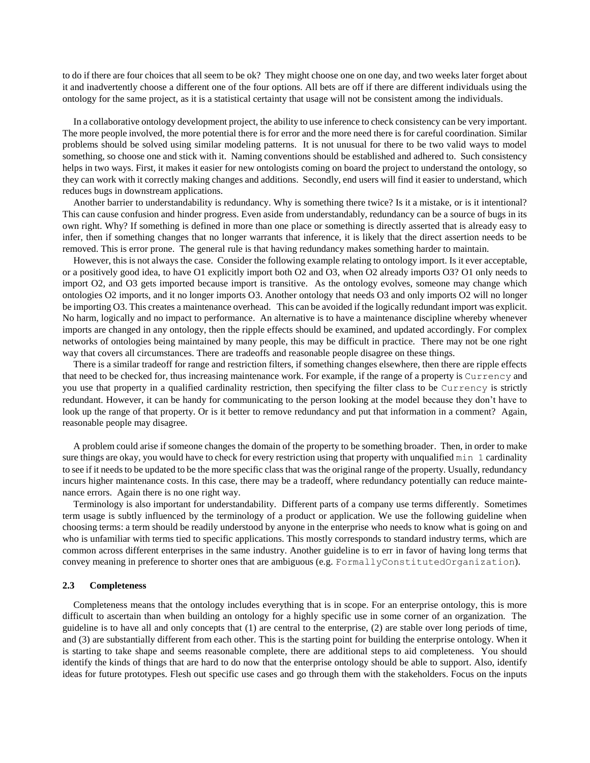to do if there are four choices that all seem to be ok? They might choose one on one day, and two weeks later forget about it and inadvertently choose a different one of the four options. All bets are off if there are different individuals using the ontology for the same project, as it is a statistical certainty that usage will not be consistent among the individuals.

In a collaborative ontology development project, the ability to use inference to check consistency can be very important. The more people involved, the more potential there is for error and the more need there is for careful coordination. Similar problems should be solved using similar modeling patterns. It is not unusual for there to be two valid ways to model something, so choose one and stick with it. Naming conventions should be established and adhered to. Such consistency helps in two ways. First, it makes it easier for new ontologists coming on board the project to understand the ontology, so they can work with it correctly making changes and additions. Secondly, end users will find it easier to understand, which reduces bugs in downstream applications.

Another barrier to understandability is redundancy. Why is something there twice? Is it a mistake, or is it intentional? This can cause confusion and hinder progress. Even aside from understandably, redundancy can be a source of bugs in its own right. Why? If something is defined in more than one place or something is directly asserted that is already easy to infer, then if something changes that no longer warrants that inference, it is likely that the direct assertion needs to be removed. This is error prone. The general rule is that having redundancy makes something harder to maintain.

However, this is not always the case. Consider the following example relating to ontology import. Is it ever acceptable, or a positively good idea, to have O1 explicitly import both O2 and O3, when O2 already imports O3? O1 only needs to import O2, and O3 gets imported because import is transitive. As the ontology evolves, someone may change which ontologies O2 imports, and it no longer imports O3. Another ontology that needs O3 and only imports O2 will no longer be importing O3. This creates a maintenance overhead. This can be avoided if the logically redundant import was explicit. No harm, logically and no impact to performance. An alternative is to have a maintenance discipline whereby whenever imports are changed in any ontology, then the ripple effects should be examined, and updated accordingly. For complex networks of ontologies being maintained by many people, this may be difficult in practice. There may not be one right way that covers all circumstances. There are tradeoffs and reasonable people disagree on these things.

There is a similar tradeoff for range and restriction filters, if something changes elsewhere, then there are ripple effects that need to be checked for, thus increasing maintenance work. For example, if the range of a property is `Currency` and you use that property in a qualified cardinality restriction, then specifying the filter class to be `Currency` is strictly redundant. However, it can be handy for communicating to the person looking at the model because they don't have to look up the range of that property. Or is it better to remove redundancy and put that information in a comment? Again, reasonable people may disagree.

A problem could arise if someone changes the domain of the property to be something broader. Then, in order to make sure things are okay, you would have to check for every restriction using that property with unqualified `min 1` cardinality to see if it needs to be updated to be the more specific class that was the original range of the property. Usually, redundancy incurs higher maintenance costs. In this case, there may be a tradeoff, where redundancy potentially can reduce maintenance errors. Again there is no one right way.

Terminology is also important for understandability. Different parts of a company use terms differently. Sometimes term usage is subtly influenced by the terminology of a product or application. We use the following guideline when choosing terms: a term should be readily understood by anyone in the enterprise who needs to know what is going on and who is unfamiliar with terms tied to specific applications. This mostly corresponds to standard industry terms, which are common across different enterprises in the same industry. Another guideline is to err in favor of having long terms that convey meaning in preference to shorter ones that are ambiguous (e.g. `FormallyConstitutedOrganization`).

### 2.3 Completeness

Completeness means that the ontology includes everything that is in scope. For an enterprise ontology, this is more difficult to ascertain than when building an ontology for a highly specific use in some corner of an organization. The guideline is to have all and only concepts that (1) are central to the enterprise, (2) are stable over long periods of time, and (3) are substantially different from each other. This is the starting point for building the enterprise ontology. When it is starting to take shape and seems reasonable complete, there are additional steps to aid completeness. You should identify the kinds of things that are hard to do now that the enterprise ontology should be able to support. Also, identify ideas for future prototypes. Flesh out specific use cases and go through them with the stakeholders. Focus on the inputs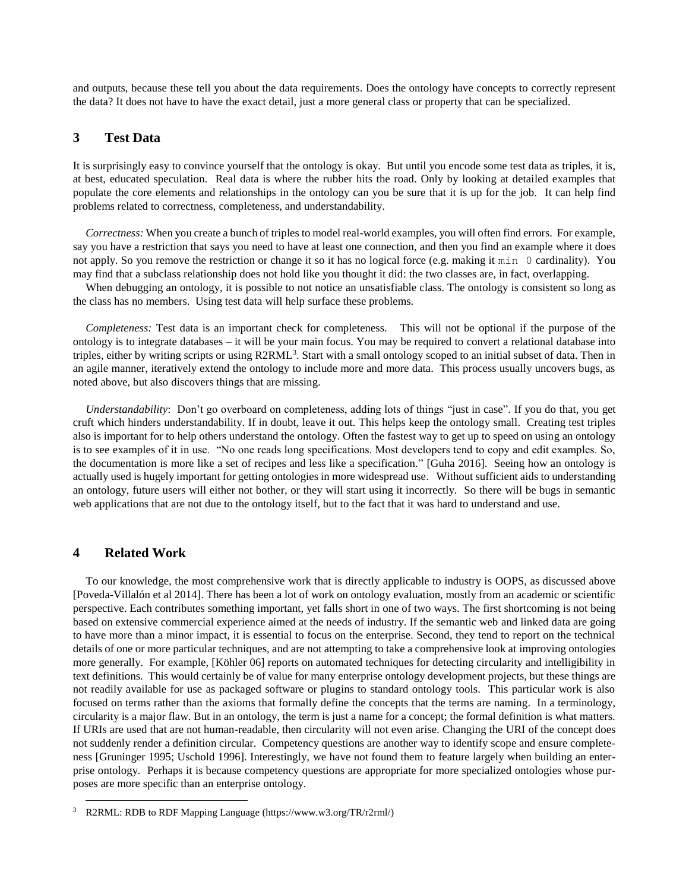and outputs, because these tell you about the data requirements. Does the ontology have concepts to correctly represent the data? It does not have to have the exact detail, just a more general class or property that can be specialized.

## 3 Test Data

It is surprisingly easy to convince yourself that the ontology is okay. But until you encode some test data as triples, it is, at best, educated speculation. Real data is where the rubber hits the road. Only by looking at detailed examples that populate the core elements and relationships in the ontology can you be sure that it is up for the job. It can help find problems related to correctness, completeness, and understandability.

*Correctness:* When you create a bunch of triples to model real-world examples, you will often find errors. For example, say you have a restriction that says you need to have at least one connection, and then you find an example where it does not apply. So you remove the restriction or change it so it has no logical force (e.g. making it `min 0` cardinality). You may find that a subclass relationship does not hold like you thought it did: the two classes are, in fact, overlapping.

When debugging an ontology, it is possible to not notice an unsatisfiable class. The ontology is consistent so long as the class has no members. Using test data will help surface these problems.

*Completeness:* Test data is an important check for completeness. This will not be optional if the purpose of the ontology is to integrate databases – it will be your main focus. You may be required to convert a relational database into triples, either by writing scripts or using R2RML[3]. Start with a small ontology scoped to an initial subset of data. Then in an agile manner, iteratively extend the ontology to include more and more data. This process usually uncovers bugs, as noted above, but also discovers things that are missing.

*Understandability*: Don't go overboard on completeness, adding lots of things "just in case". If you do that, you get cruft which hinders understandability. If in doubt, leave it out. This helps keep the ontology small. Creating test triples also is important for to help others understand the ontology. Often the fastest way to get up to speed on using an ontology is to see examples of it in use. "No one reads long specifications. Most developers tend to copy and edit examples. So, the documentation is more like a set of recipes and less like a specification." [Guha 2016]. Seeing how an ontology is actually used is hugely important for getting ontologies in more widespread use. Without sufficient aids to understanding an ontology, future users will either not bother, or they will start using it incorrectly. So there will be bugs in semantic web applications that are not due to the ontology itself, but to the fact that it was hard to understand and use.

## 4 Related Work

To our knowledge, the most comprehensive work that is directly applicable to industry is OOPS, as discussed above [Poveda-Villalón et al 2014]. There has been a lot of work on ontology evaluation, mostly from an academic or scientific perspective. Each contributes something important, yet falls short in one of two ways. The first shortcoming is not being based on extensive commercial experience aimed at the needs of industry. If the semantic web and linked data are going to have more than a minor impact, it is essential to focus on the enterprise. Second, they tend to report on the technical details of one or more particular techniques, and are not attempting to take a comprehensive look at improving ontologies more generally. For example, [Köhler 06] reports on automated techniques for detecting circularity and intelligibility in text definitions. This would certainly be of value for many enterprise ontology development projects, but these things are not readily available for use as packaged software or plugins to standard ontology tools. This particular work is also focused on terms rather than the axioms that formally define the concepts that the terms are naming. In a terminology, circularity is a major flaw. But in an ontology, the term is just a name for a concept; the formal definition is what matters. If URIs are used that are not human-readable, then circularity will not even arise. Changing the URI of the concept does not suddenly render a definition circular. Competency questions are another way to identify scope and ensure completeness [Gruninger 1995; Uschold 1996]. Interestingly, we have not found them to feature largely when building an enterprise ontology. Perhaps it is because competency questions are appropriate for more specialized ontologies whose purposes are more specific than an enterprise ontology.

[3] R2RML: RDB to RDF Mapping Language (https://www.w3.org/TR/r2rml/)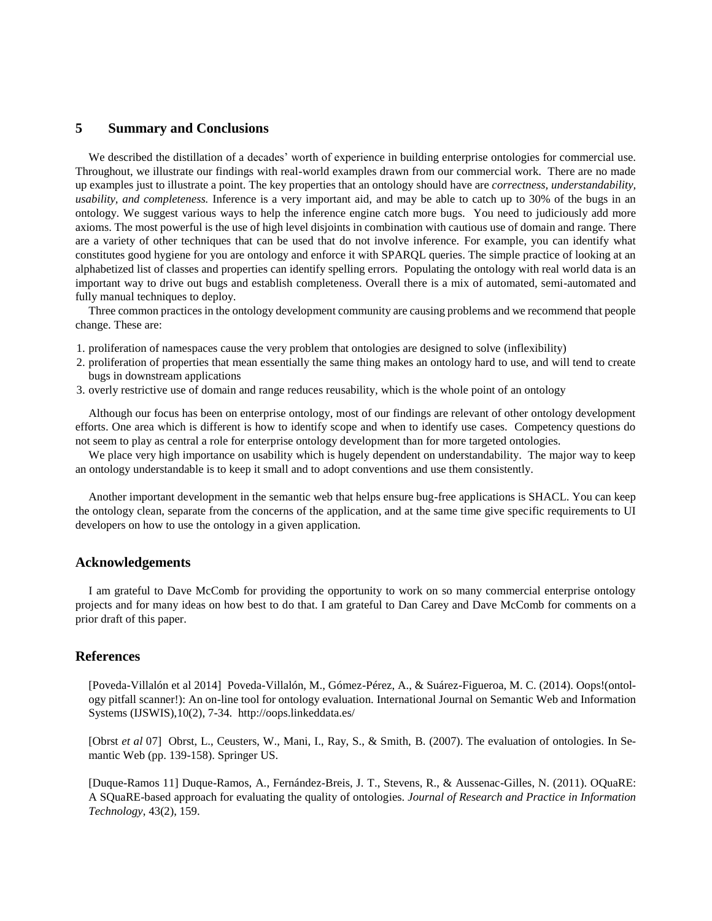## 5 Summary and Conclusions

We described the distillation of a decades' worth of experience in building enterprise ontologies for commercial use. Throughout, we illustrate our findings with real-world examples drawn from our commercial work. There are no made up examples just to illustrate a point. The key properties that an ontology should have are *correctness, understandability, usability, and completeness.* Inference is a very important aid, and may be able to catch up to 30% of the bugs in an ontology. We suggest various ways to help the inference engine catch more bugs. You need to judiciously add more axioms. The most powerful is the use of high level disjoints in combination with cautious use of domain and range. There are a variety of other techniques that can be used that do not involve inference. For example, you can identify what constitutes good hygiene for you are ontology and enforce it with SPARQL queries. The simple practice of looking at an alphabetized list of classes and properties can identify spelling errors. Populating the ontology with real world data is an important way to drive out bugs and establish completeness. Overall there is a mix of automated, semi-automated and fully manual techniques to deploy.

Three common practices in the ontology development community are causing problems and we recommend that people change. These are:

1. proliferation of namespaces cause the very problem that ontologies are designed to solve (inflexibility)
2. proliferation of properties that mean essentially the same thing makes an ontology hard to use, and will tend to create bugs in downstream applications
3. overly restrictive use of domain and range reduces reusability, which is the whole point of an ontology

Although our focus has been on enterprise ontology, most of our findings are relevant of other ontology development efforts. One area which is different is how to identify scope and when to identify use cases. Competency questions do not seem to play as central a role for enterprise ontology development than for more targeted ontologies.

We place very high importance on usability which is hugely dependent on understandability. The major way to keep an ontology understandable is to keep it small and to adopt conventions and use them consistently.

Another important development in the semantic web that helps ensure bug-free applications is SHACL. You can keep the ontology clean, separate from the concerns of the application, and at the same time give specific requirements to UI developers on how to use the ontology in a given application.

## Acknowledgements

I am grateful to Dave McComb for providing the opportunity to work on so many commercial enterprise ontology projects and for many ideas on how best to do that. I am grateful to Dan Carey and Dave McComb for comments on a prior draft of this paper.

## References

[Poveda-Villalón et al 2014] Poveda-Villalón, M., Gómez-Pérez, A., & Suárez-Figueroa, M. C. (2014). Oops!(ontology pitfall scanner!): An on-line tool for ontology evaluation. International Journal on Semantic Web and Information Systems (IJSWIS),10(2), 7-34. http://oops.linkeddata.es/

[Obrst *et al* 07] Obrst, L., Ceusters, W., Mani, I., Ray, S., & Smith, B. (2007). The evaluation of ontologies. In Semantic Web (pp. 139-158). Springer US.

[Duque-Ramos 11] Duque-Ramos, A., Fernández-Breis, J. T., Stevens, R., & Aussenac-Gilles, N. (2011). OQuaRE: A SQuaRE-based approach for evaluating the quality of ontologies. *Journal of Research and Practice in Information Technology*, 43(2), 159.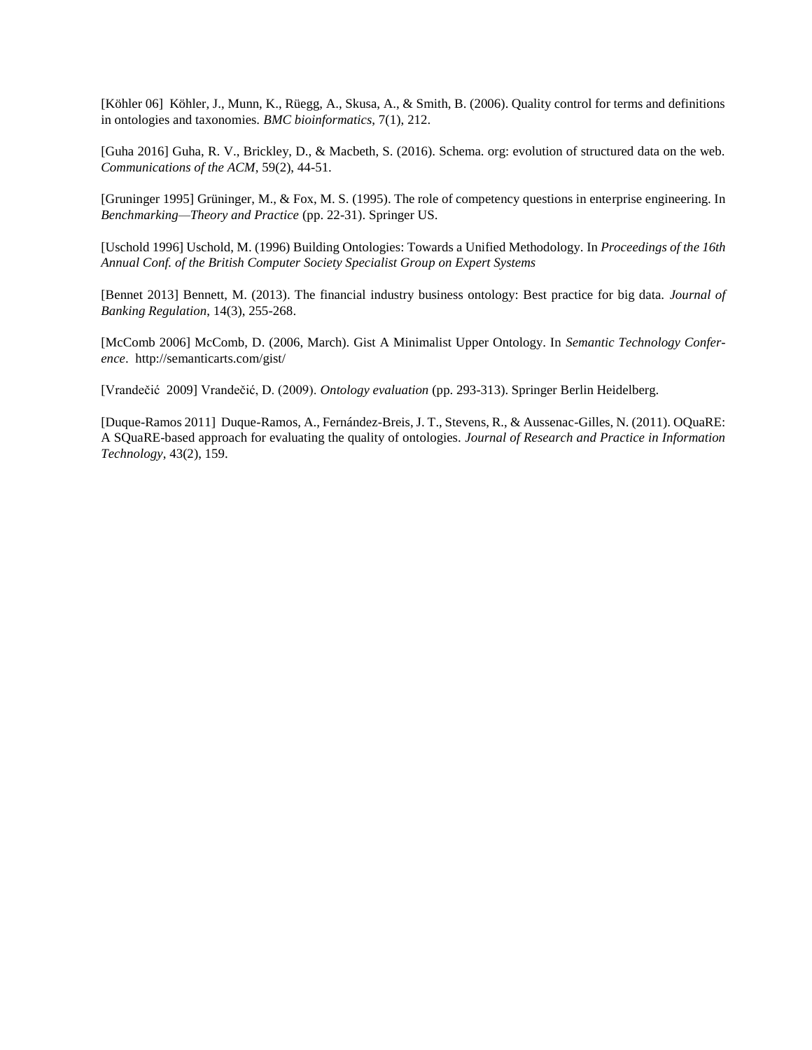[Köhler 06] Köhler, J., Munn, K., Rüegg, A., Skusa, A., & Smith, B. (2006). Quality control for terms and definitions in ontologies and taxonomies. *BMC bioinformatics*, 7(1), 212.

[Guha 2016] Guha, R. V., Brickley, D., & Macbeth, S. (2016). Schema. org: evolution of structured data on the web. *Communications of the ACM*, 59(2), 44-51.

[Gruninger 1995] Grüninger, M., & Fox, M. S. (1995). The role of competency questions in enterprise engineering. In *Benchmarking—Theory and Practice* (pp. 22-31). Springer US.

[Uschold 1996] Uschold, M. (1996) Building Ontologies: Towards a Unified Methodology. In *Proceedings of the 16th Annual Conf. of the British Computer Society Specialist Group on Expert Systems*

[Bennet 2013] Bennett, M. (2013). The financial industry business ontology: Best practice for big data. *Journal of Banking Regulation*, 14(3), 255-268.

[McComb 2006] McComb, D. (2006, March). Gist A Minimalist Upper Ontology. In *Semantic Technology Conference*. http://semanticarts.com/gist/

[Vrandečić 2009] Vrandečić, D. (2009). *Ontology evaluation* (pp. 293-313). Springer Berlin Heidelberg.

[Duque-Ramos 2011] Duque-Ramos, A., Fernández-Breis, J. T., Stevens, R., & Aussenac-Gilles, N. (2011). OQuaRE: A SQuaRE-based approach for evaluating the quality of ontologies. *Journal of Research and Practice in Information Technology*, 43(2), 159.